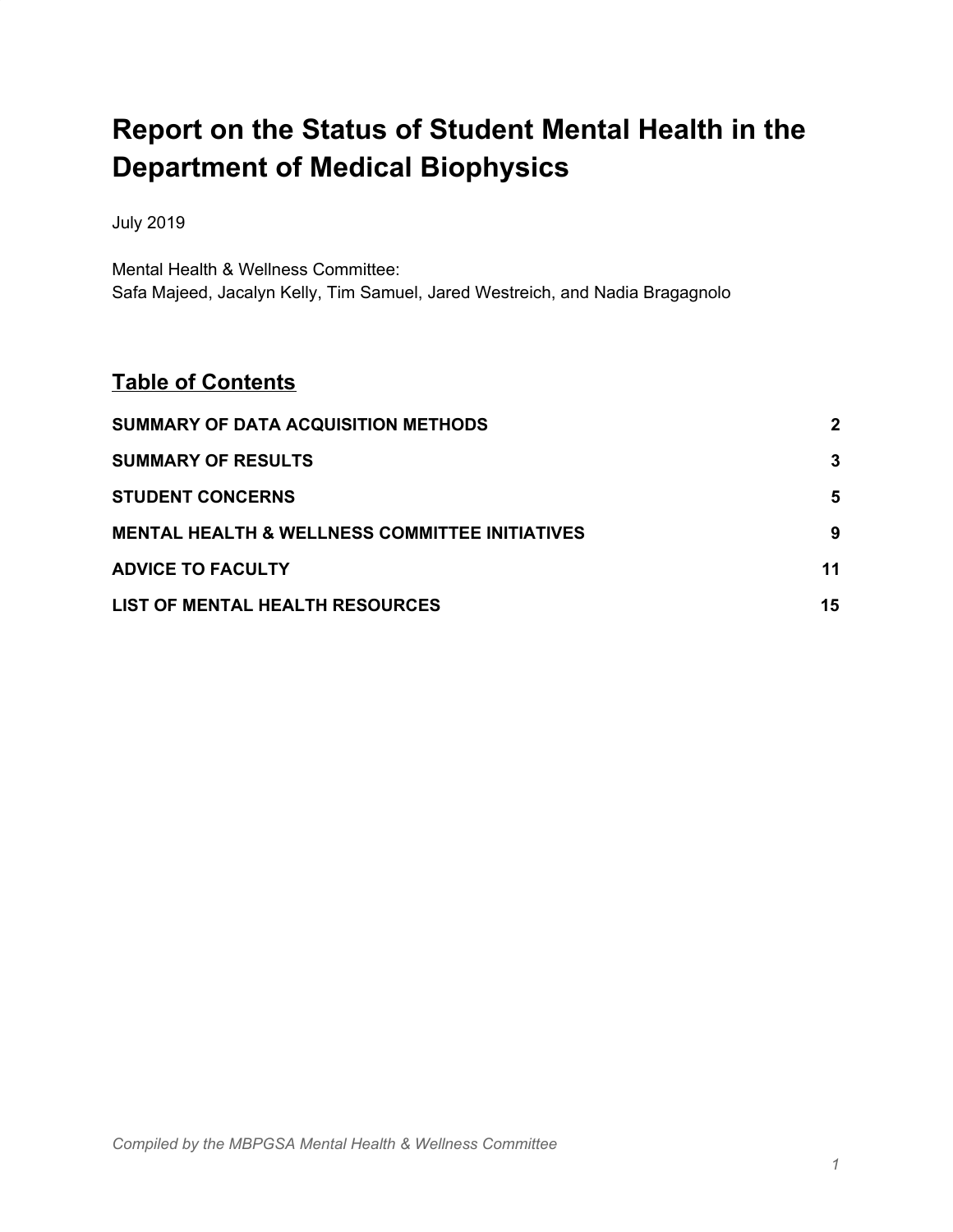# Report on the Status of Student Mental Health in the Department of Medical Biophysics

July 2019

Mental Health & Wellness Committee:
Safa Majeed, Jacalyn Kelly, Tim Samuel, Jared Westreich, and Nadia Bragagnolo

## Table of Contents

| | |
|---|---|
| **SUMMARY OF DATA ACQUISITION METHODS** | **2** |
| **SUMMARY OF RESULTS** | **3** |
| **STUDENT CONCERNS** | **5** |
| **MENTAL HEALTH & WELLNESS COMMITTEE INITIATIVES** | **9** |
| **ADVICE TO FACULTY** | **11** |
| **LIST OF MENTAL HEALTH RESOURCES** | **15** |

*Compiled by the MBPGSA Mental Health & Wellness Committee*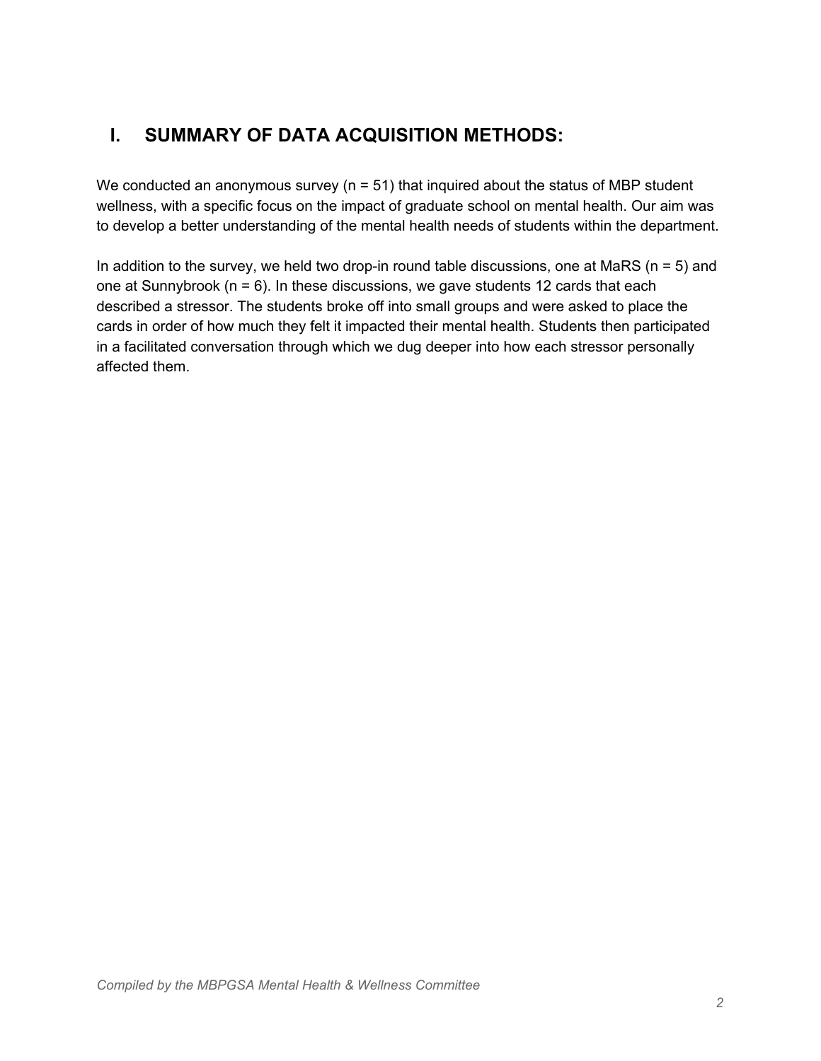## I. SUMMARY OF DATA ACQUISITION METHODS:

We conducted an anonymous survey (n = 51) that inquired about the status of MBP student wellness, with a specific focus on the impact of graduate school on mental health. Our aim was to develop a better understanding of the mental health needs of students within the department.

In addition to the survey, we held two drop-in round table discussions, one at MaRS (n = 5) and one at Sunnybrook (n = 6). In these discussions, we gave students 12 cards that each described a stressor. The students broke off into small groups and were asked to place the cards in order of how much they felt it impacted their mental health. Students then participated in a facilitated conversation through which we dug deeper into how each stressor personally affected them.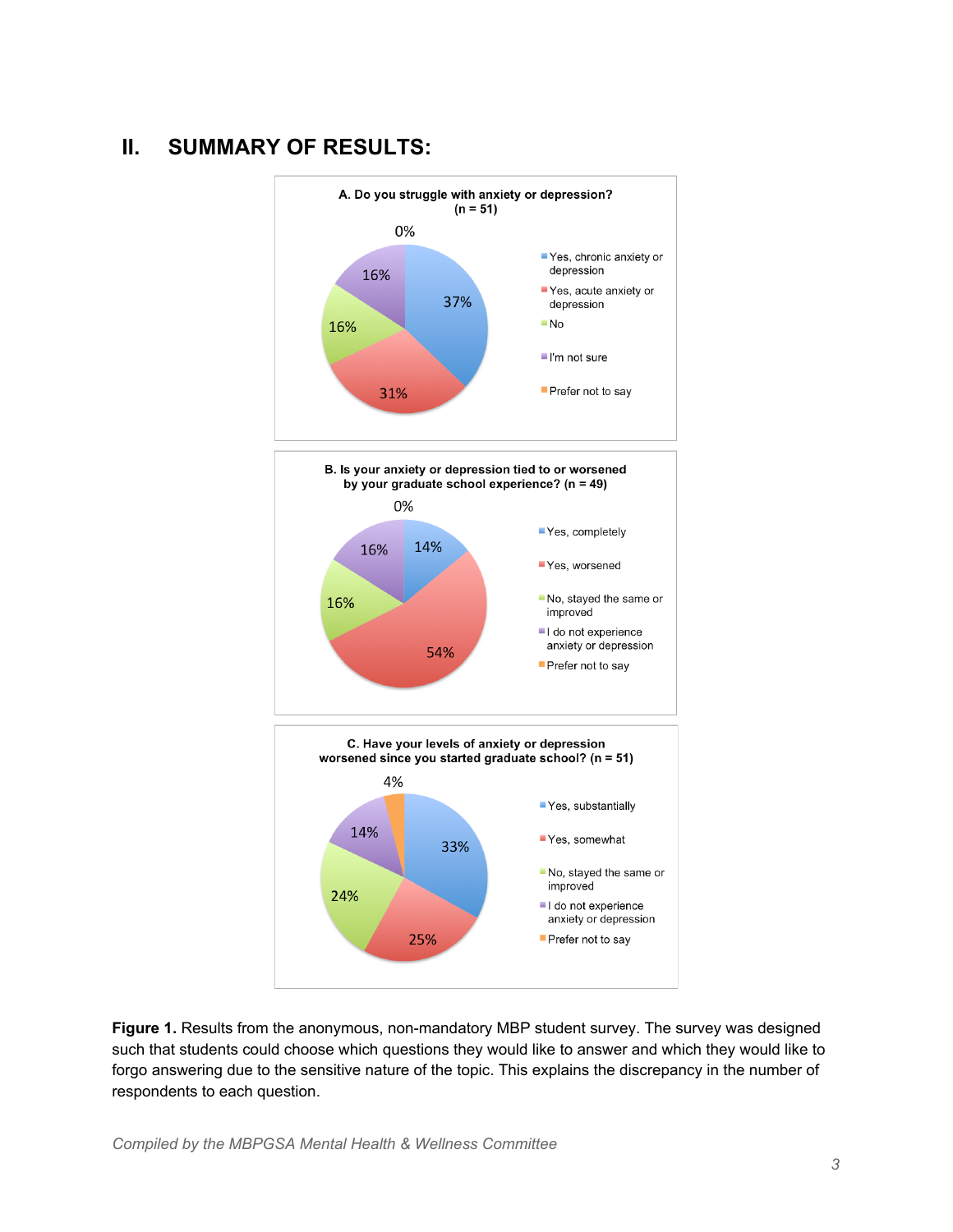## II. SUMMARY OF RESULTS:

**A. Do you struggle with anxiety or depression? (n = 51)**

- Yes, chronic anxiety or depression: 37%
- Yes, acute anxiety or depression: 31%
- No: 16%
- I'm not sure: 16%
- Prefer not to say: 0%

**B. Is your anxiety or depression tied to or worsened by your graduate school experience? (n = 49)**

- Yes, completely: 14%
- Yes, worsened: 54%
- No, stayed the same or improved: 16%
- I do not experience anxiety or depression: 16%
- Prefer not to say: 0%

**C. Have your levels of anxiety or depression worsened since you started graduate school? (n = 51)**

- Yes, substantially: 33%
- Yes, somewhat: 25%
- No, stayed the same or improved: 24%
- I do not experience anxiety or depression: 14%
- Prefer not to say: 4%

**Figure 1.** Results from the anonymous, non-mandatory MBP student survey. The survey was designed such that students could choose which questions they would like to answer and which they would like to forgo answering due to the sensitive nature of the topic. This explains the discrepancy in the number of respondents to each question.

*Compiled by the MBPGSA Mental Health & Wellness Committee*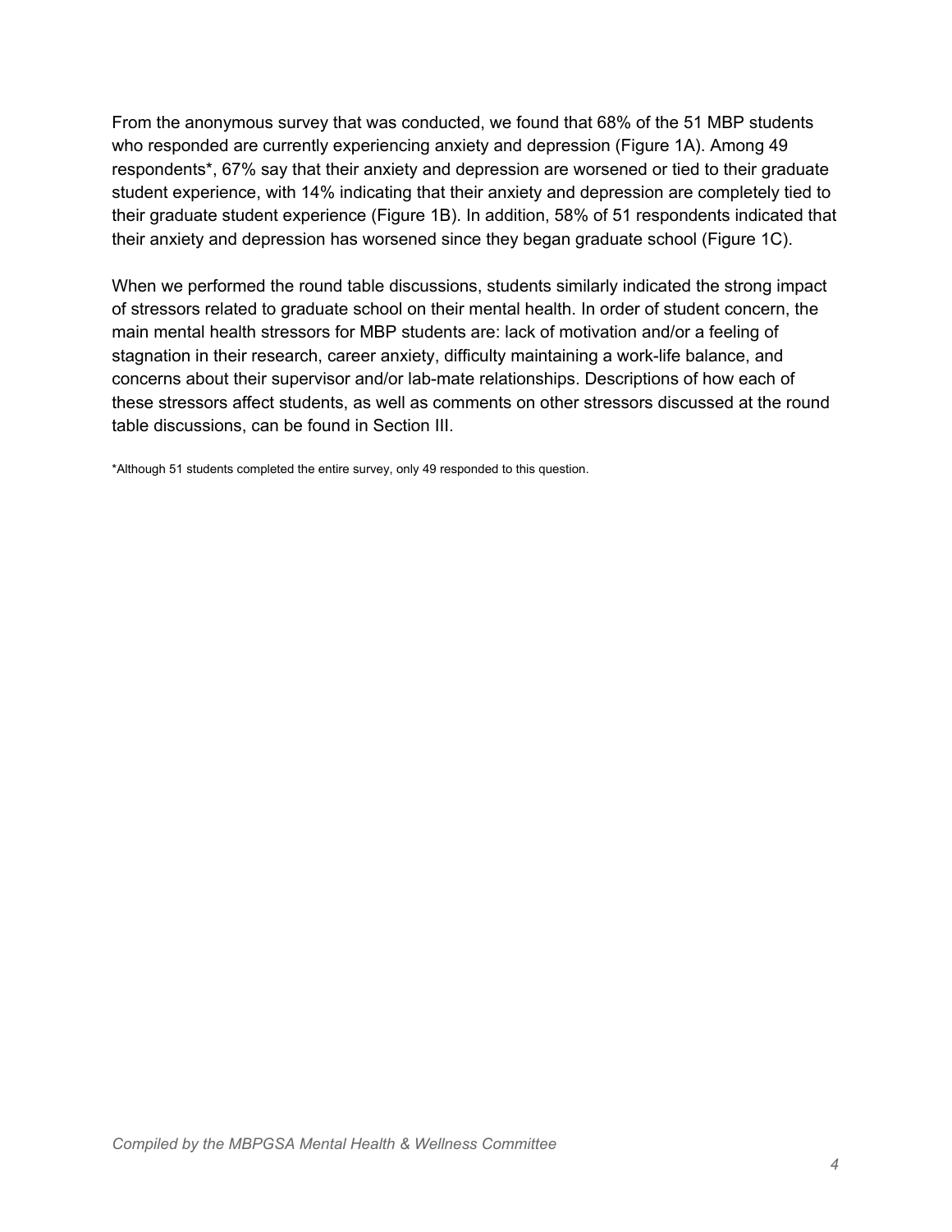From the anonymous survey that was conducted, we found that 68% of the 51 MBP students who responded are currently experiencing anxiety and depression (Figure 1A). Among 49 respondents*, 67% say that their anxiety and depression are worsened or tied to their graduate student experience, with 14% indicating that their anxiety and depression are completely tied to their graduate student experience (Figure 1B). In addition, 58% of 51 respondents indicated that their anxiety and depression has worsened since they began graduate school (Figure 1C).

When we performed the round table discussions, students similarly indicated the strong impact of stressors related to graduate school on their mental health. In order of student concern, the main mental health stressors for MBP students are: lack of motivation and/or a feeling of stagnation in their research, career anxiety, difficulty maintaining a work-life balance, and concerns about their supervisor and/or lab-mate relationships. Descriptions of how each of these stressors affect students, as well as comments on other stressors discussed at the round table discussions, can be found in Section III.

*Although 51 students completed the entire survey, only 49 responded to this question.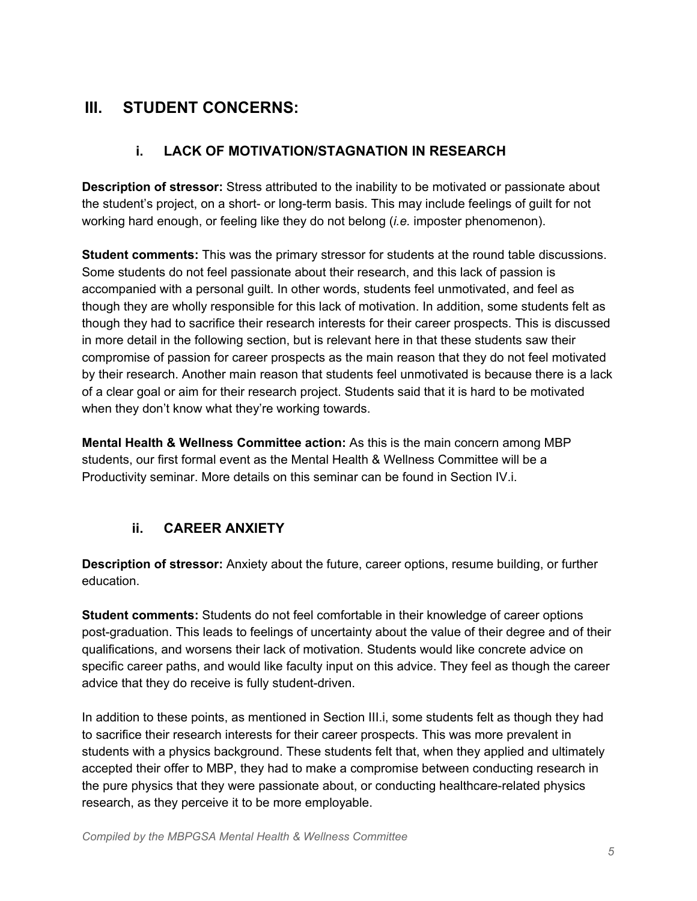# III. STUDENT CONCERNS:

## i. LACK OF MOTIVATION/STAGNATION IN RESEARCH

**Description of stressor:** Stress attributed to the inability to be motivated or passionate about the student's project, on a short- or long-term basis. This may include feelings of guilt for not working hard enough, or feeling like they do not belong (*i.e.* imposter phenomenon).

**Student comments:** This was the primary stressor for students at the round table discussions. Some students do not feel passionate about their research, and this lack of passion is accompanied with a personal guilt. In other words, students feel unmotivated, and feel as though they are wholly responsible for this lack of motivation. In addition, some students felt as though they had to sacrifice their research interests for their career prospects. This is discussed in more detail in the following section, but is relevant here in that these students saw their compromise of passion for career prospects as the main reason that they do not feel motivated by their research. Another main reason that students feel unmotivated is because there is a lack of a clear goal or aim for their research project. Students said that it is hard to be motivated when they don't know what they're working towards.

**Mental Health & Wellness Committee action:** As this is the main concern among MBP students, our first formal event as the Mental Health & Wellness Committee will be a Productivity seminar. More details on this seminar can be found in Section IV.i.

## ii. CAREER ANXIETY

**Description of stressor:** Anxiety about the future, career options, resume building, or further education.

**Student comments:** Students do not feel comfortable in their knowledge of career options post-graduation. This leads to feelings of uncertainty about the value of their degree and of their qualifications, and worsens their lack of motivation. Students would like concrete advice on specific career paths, and would like faculty input on this advice. They feel as though the career advice that they do receive is fully student-driven.

In addition to these points, as mentioned in Section III.i, some students felt as though they had to sacrifice their research interests for their career prospects. This was more prevalent in students with a physics background. These students felt that, when they applied and ultimately accepted their offer to MBP, they had to make a compromise between conducting research in the pure physics that they were passionate about, or conducting healthcare-related physics research, as they perceive it to be more employable.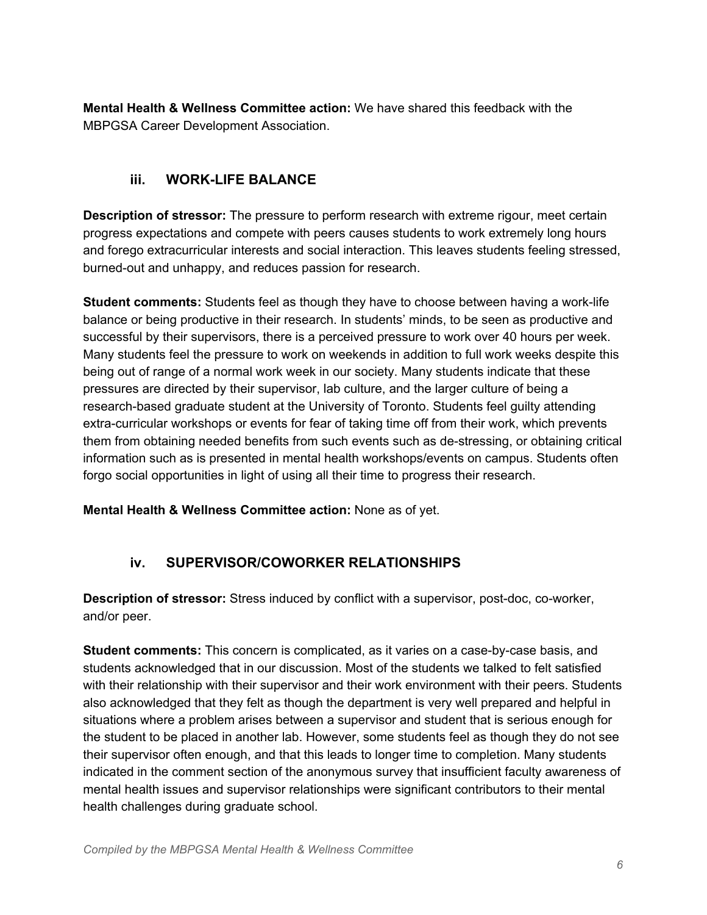**Mental Health & Wellness Committee action:** We have shared this feedback with the MBPGSA Career Development Association.

### iii. WORK-LIFE BALANCE

**Description of stressor:** The pressure to perform research with extreme rigour, meet certain progress expectations and compete with peers causes students to work extremely long hours and forego extracurricular interests and social interaction. This leaves students feeling stressed, burned-out and unhappy, and reduces passion for research.

**Student comments:** Students feel as though they have to choose between having a work-life balance or being productive in their research. In students' minds, to be seen as productive and successful by their supervisors, there is a perceived pressure to work over 40 hours per week. Many students feel the pressure to work on weekends in addition to full work weeks despite this being out of range of a normal work week in our society. Many students indicate that these pressures are directed by their supervisor, lab culture, and the larger culture of being a research-based graduate student at the University of Toronto. Students feel guilty attending extra-curricular workshops or events for fear of taking time off from their work, which prevents them from obtaining needed benefits from such events such as de-stressing, or obtaining critical information such as is presented in mental health workshops/events on campus. Students often forgo social opportunities in light of using all their time to progress their research.

**Mental Health & Wellness Committee action:** None as of yet.

### iv. SUPERVISOR/COWORKER RELATIONSHIPS

**Description of stressor:** Stress induced by conflict with a supervisor, post-doc, co-worker, and/or peer.

**Student comments:** This concern is complicated, as it varies on a case-by-case basis, and students acknowledged that in our discussion. Most of the students we talked to felt satisfied with their relationship with their supervisor and their work environment with their peers. Students also acknowledged that they felt as though the department is very well prepared and helpful in situations where a problem arises between a supervisor and student that is serious enough for the student to be placed in another lab. However, some students feel as though they do not see their supervisor often enough, and that this leads to longer time to completion. Many students indicated in the comment section of the anonymous survey that insufficient faculty awareness of mental health issues and supervisor relationships were significant contributors to their mental health challenges during graduate school.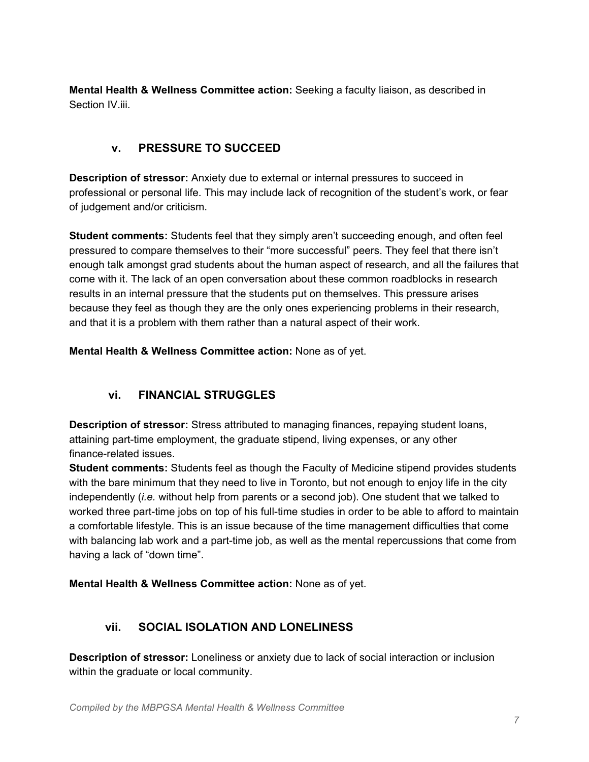**Mental Health & Wellness Committee action:** Seeking a faculty liaison, as described in Section IV.iii.

### v. PRESSURE TO SUCCEED

**Description of stressor:** Anxiety due to external or internal pressures to succeed in professional or personal life. This may include lack of recognition of the student's work, or fear of judgement and/or criticism.

**Student comments:** Students feel that they simply aren't succeeding enough, and often feel pressured to compare themselves to their "more successful" peers. They feel that there isn't enough talk amongst grad students about the human aspect of research, and all the failures that come with it. The lack of an open conversation about these common roadblocks in research results in an internal pressure that the students put on themselves. This pressure arises because they feel as though they are the only ones experiencing problems in their research, and that it is a problem with them rather than a natural aspect of their work.

**Mental Health & Wellness Committee action:** None as of yet.

### vi. FINANCIAL STRUGGLES

**Description of stressor:** Stress attributed to managing finances, repaying student loans, attaining part-time employment, the graduate stipend, living expenses, or any other finance-related issues.

**Student comments:** Students feel as though the Faculty of Medicine stipend provides students with the bare minimum that they need to live in Toronto, but not enough to enjoy life in the city independently (*i.e.* without help from parents or a second job). One student that we talked to worked three part-time jobs on top of his full-time studies in order to be able to afford to maintain a comfortable lifestyle. This is an issue because of the time management difficulties that come with balancing lab work and a part-time job, as well as the mental repercussions that come from having a lack of "down time".

**Mental Health & Wellness Committee action:** None as of yet.

### vii. SOCIAL ISOLATION AND LONELINESS

**Description of stressor:** Loneliness or anxiety due to lack of social interaction or inclusion within the graduate or local community.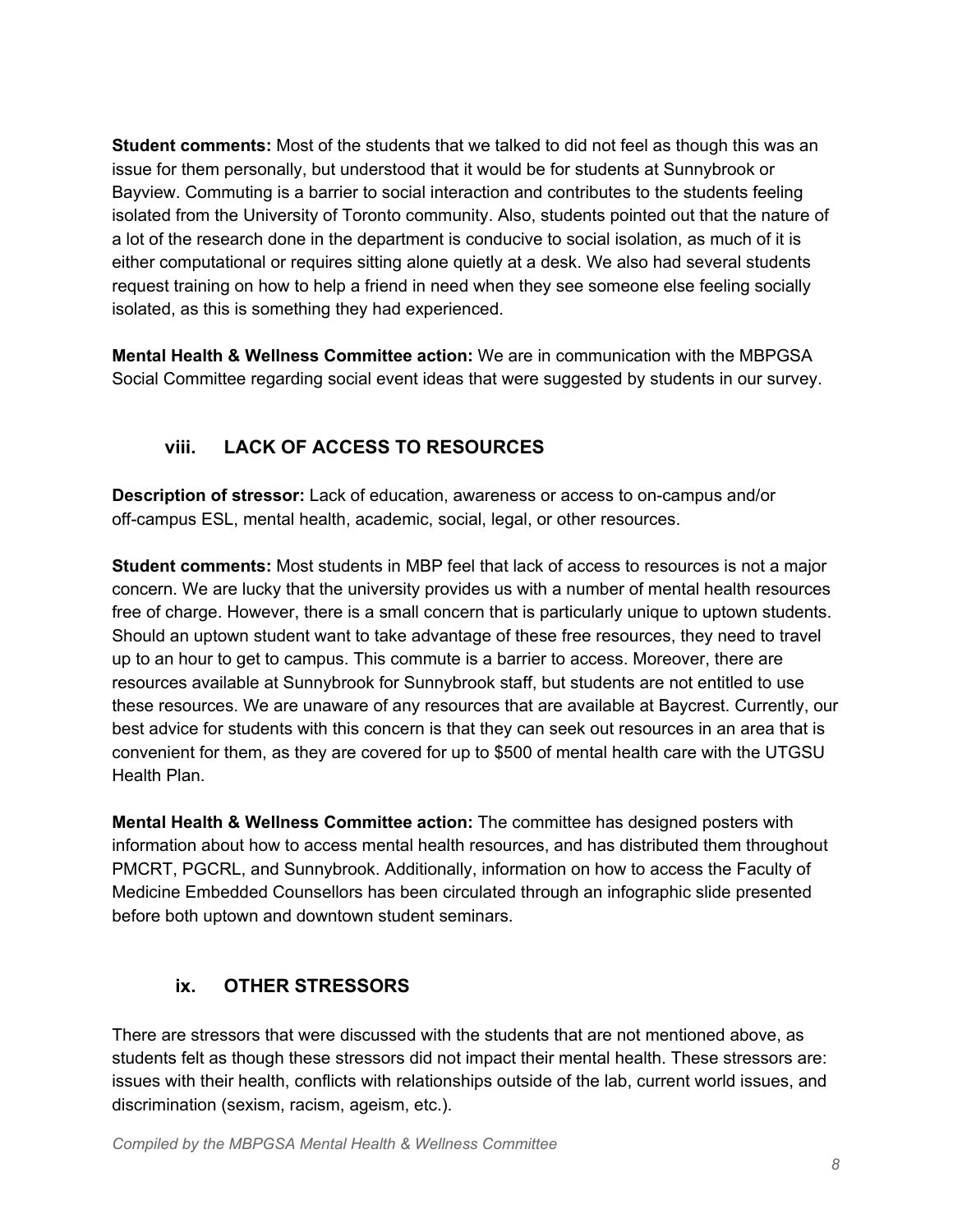**Student comments:** Most of the students that we talked to did not feel as though this was an issue for them personally, but understood that it would be for students at Sunnybrook or Bayview. Commuting is a barrier to social interaction and contributes to the students feeling isolated from the University of Toronto community. Also, students pointed out that the nature of a lot of the research done in the department is conducive to social isolation, as much of it is either computational or requires sitting alone quietly at a desk. We also had several students request training on how to help a friend in need when they see someone else feeling socially isolated, as this is something they had experienced.

**Mental Health & Wellness Committee action:** We are in communication with the MBPGSA Social Committee regarding social event ideas that were suggested by students in our survey.

### viii. LACK OF ACCESS TO RESOURCES

**Description of stressor:** Lack of education, awareness or access to on-campus and/or off-campus ESL, mental health, academic, social, legal, or other resources.

**Student comments:** Most students in MBP feel that lack of access to resources is not a major concern. We are lucky that the university provides us with a number of mental health resources free of charge. However, there is a small concern that is particularly unique to uptown students. Should an uptown student want to take advantage of these free resources, they need to travel up to an hour to get to campus. This commute is a barrier to access. Moreover, there are resources available at Sunnybrook for Sunnybrook staff, but students are not entitled to use these resources. We are unaware of any resources that are available at Baycrest. Currently, our best advice for students with this concern is that they can seek out resources in an area that is convenient for them, as they are covered for up to $500 of mental health care with the UTGSU Health Plan.

**Mental Health & Wellness Committee action:** The committee has designed posters with information about how to access mental health resources, and has distributed them throughout PMCRT, PGCRL, and Sunnybrook. Additionally, information on how to access the Faculty of Medicine Embedded Counsellors has been circulated through an infographic slide presented before both uptown and downtown student seminars.

### ix. OTHER STRESSORS

There are stressors that were discussed with the students that are not mentioned above, as students felt as though these stressors did not impact their mental health. These stressors are: issues with their health, conflicts with relationships outside of the lab, current world issues, and discrimination (sexism, racism, ageism, etc.).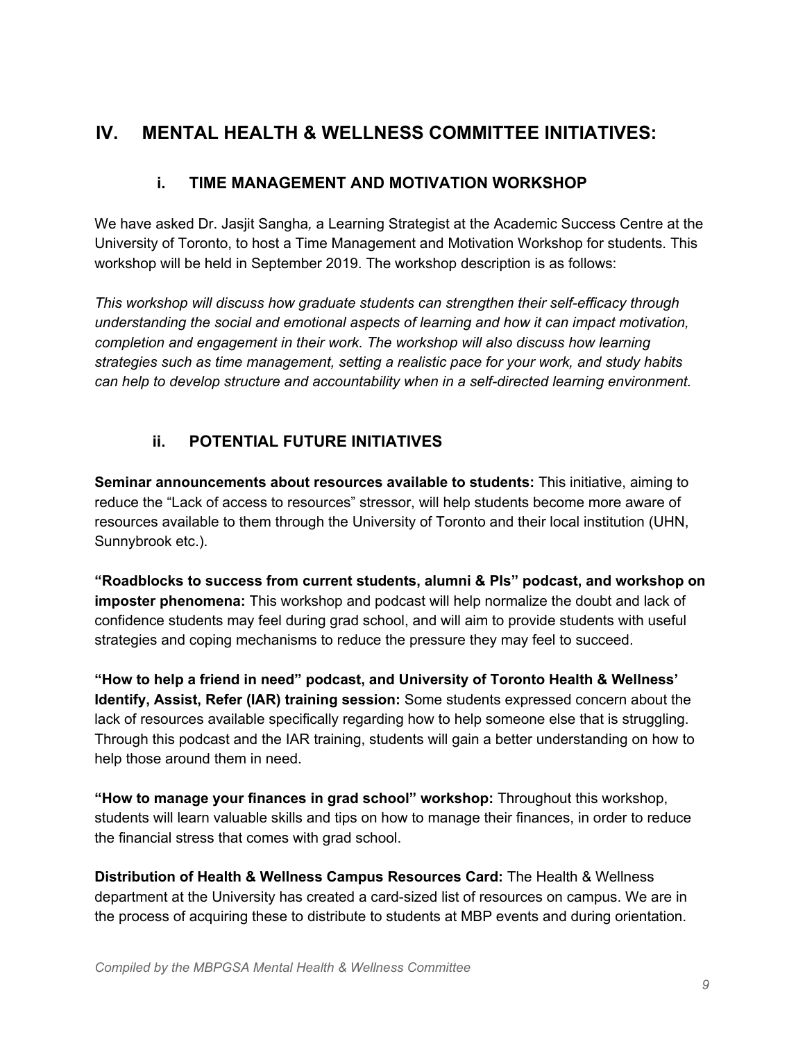## IV. MENTAL HEALTH & WELLNESS COMMITTEE INITIATIVES:

### i. TIME MANAGEMENT AND MOTIVATION WORKSHOP

We have asked Dr. Jasjit Sangha, a Learning Strategist at the Academic Success Centre at the University of Toronto, to host a Time Management and Motivation Workshop for students. This workshop will be held in September 2019. The workshop description is as follows:

*This workshop will discuss how graduate students can strengthen their self-efficacy through understanding the social and emotional aspects of learning and how it can impact motivation, completion and engagement in their work. The workshop will also discuss how learning strategies such as time management, setting a realistic pace for your work, and study habits can help to develop structure and accountability when in a self-directed learning environment.*

### ii. POTENTIAL FUTURE INITIATIVES

**Seminar announcements about resources available to students:** This initiative, aiming to reduce the "Lack of access to resources" stressor, will help students become more aware of resources available to them through the University of Toronto and their local institution (UHN, Sunnybrook etc.).

**"Roadblocks to success from current students, alumni & PIs" podcast, and workshop on imposter phenomena:** This workshop and podcast will help normalize the doubt and lack of confidence students may feel during grad school, and will aim to provide students with useful strategies and coping mechanisms to reduce the pressure they may feel to succeed.

**"How to help a friend in need" podcast, and University of Toronto Health & Wellness' Identify, Assist, Refer (IAR) training session:** Some students expressed concern about the lack of resources available specifically regarding how to help someone else that is struggling. Through this podcast and the IAR training, students will gain a better understanding on how to help those around them in need.

**"How to manage your finances in grad school" workshop:** Throughout this workshop, students will learn valuable skills and tips on how to manage their finances, in order to reduce the financial stress that comes with grad school.

**Distribution of Health & Wellness Campus Resources Card:** The Health & Wellness department at the University has created a card-sized list of resources on campus. We are in the process of acquiring these to distribute to students at MBP events and during orientation.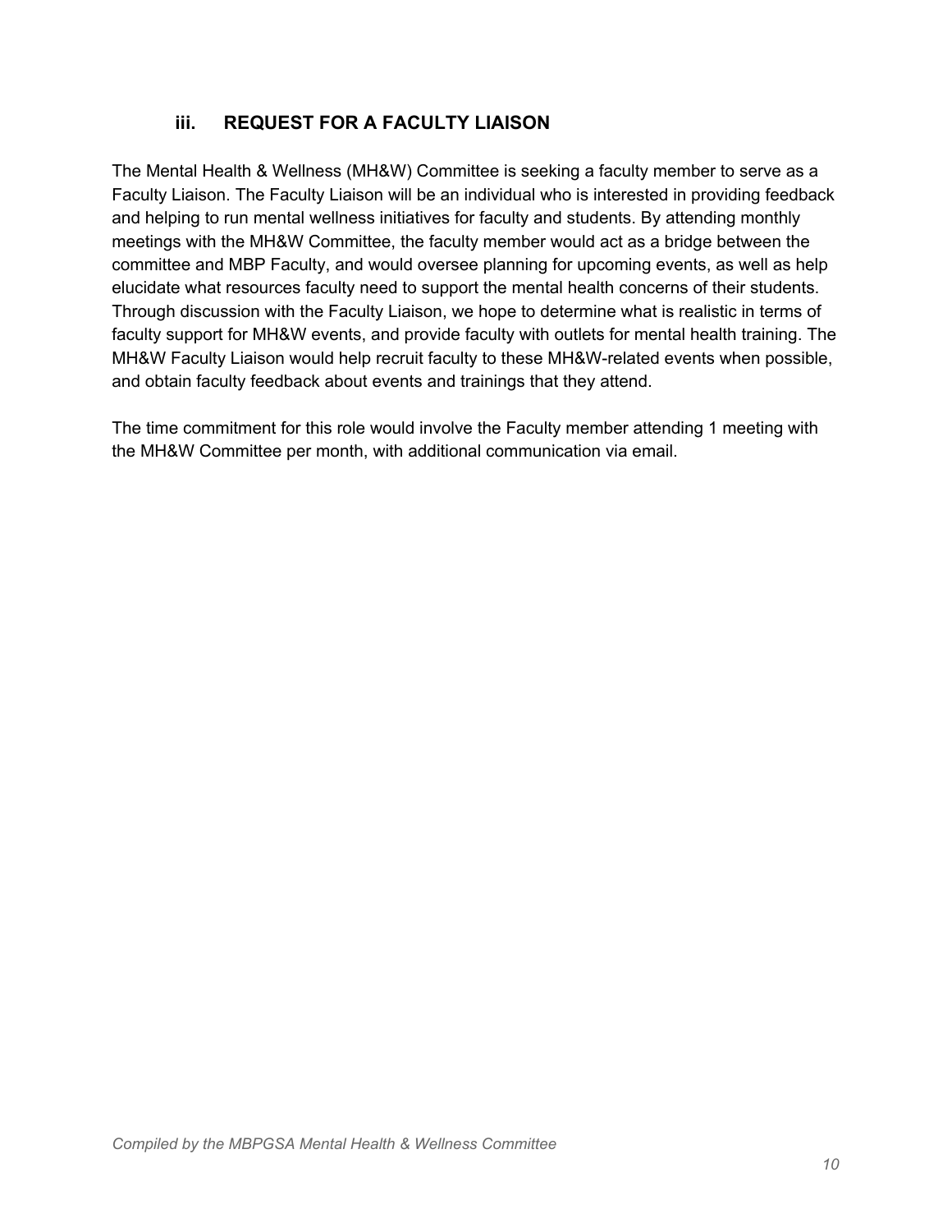### iii. REQUEST FOR A FACULTY LIAISON

The Mental Health & Wellness (MH&W) Committee is seeking a faculty member to serve as a Faculty Liaison. The Faculty Liaison will be an individual who is interested in providing feedback and helping to run mental wellness initiatives for faculty and students. By attending monthly meetings with the MH&W Committee, the faculty member would act as a bridge between the committee and MBP Faculty, and would oversee planning for upcoming events, as well as help elucidate what resources faculty need to support the mental health concerns of their students. Through discussion with the Faculty Liaison, we hope to determine what is realistic in terms of faculty support for MH&W events, and provide faculty with outlets for mental health training. The MH&W Faculty Liaison would help recruit faculty to these MH&W-related events when possible, and obtain faculty feedback about events and trainings that they attend.

The time commitment for this role would involve the Faculty member attending 1 meeting with the MH&W Committee per month, with additional communication via email.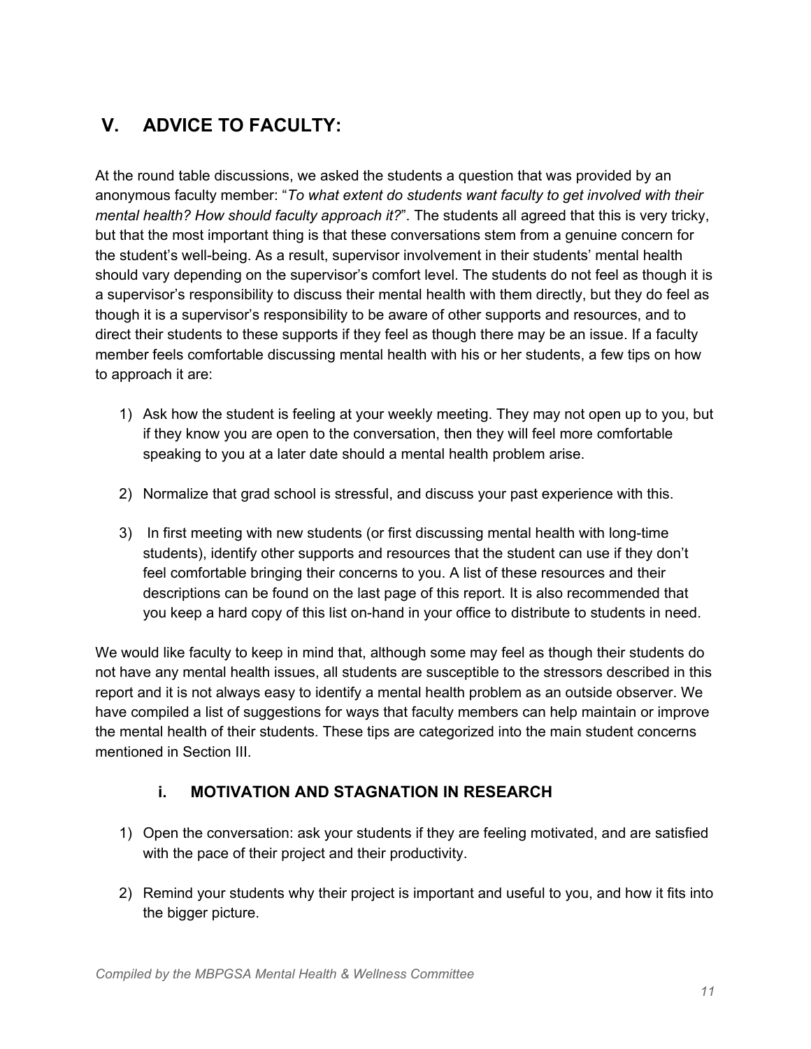## V. ADVICE TO FACULTY:

At the round table discussions, we asked the students a question that was provided by an anonymous faculty member: "*To what extent do students want faculty to get involved with their mental health? How should faculty approach it?*". The students all agreed that this is very tricky, but that the most important thing is that these conversations stem from a genuine concern for the student's well-being. As a result, supervisor involvement in their students' mental health should vary depending on the supervisor's comfort level. The students do not feel as though it is a supervisor's responsibility to discuss their mental health with them directly, but they do feel as though it is a supervisor's responsibility to be aware of other supports and resources, and to direct their students to these supports if they feel as though there may be an issue. If a faculty member feels comfortable discussing mental health with his or her students, a few tips on how to approach it are:

1) Ask how the student is feeling at your weekly meeting. They may not open up to you, but if they know you are open to the conversation, then they will feel more comfortable speaking to you at a later date should a mental health problem arise.

2) Normalize that grad school is stressful, and discuss your past experience with this.

3) In first meeting with new students (or first discussing mental health with long-time students), identify other supports and resources that the student can use if they don't feel comfortable bringing their concerns to you. A list of these resources and their descriptions can be found on the last page of this report. It is also recommended that you keep a hard copy of this list on-hand in your office to distribute to students in need.

We would like faculty to keep in mind that, although some may feel as though their students do not have any mental health issues, all students are susceptible to the stressors described in this report and it is not always easy to identify a mental health problem as an outside observer. We have compiled a list of suggestions for ways that faculty members can help maintain or improve the mental health of their students. These tips are categorized into the main student concerns mentioned in Section III.

### i. MOTIVATION AND STAGNATION IN RESEARCH

1) Open the conversation: ask your students if they are feeling motivated, and are satisfied with the pace of their project and their productivity.

2) Remind your students why their project is important and useful to you, and how it fits into the bigger picture.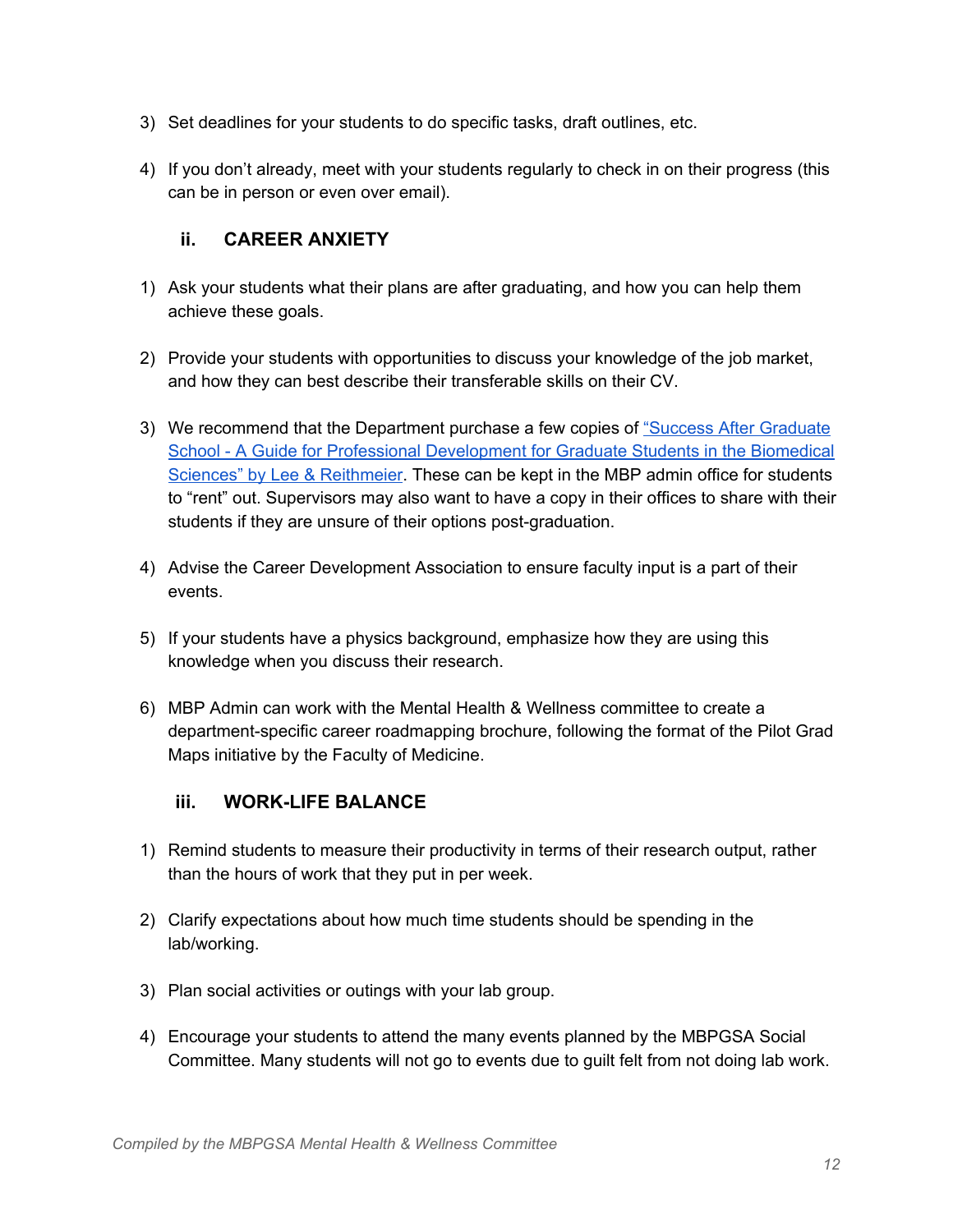3) Set deadlines for your students to do specific tasks, draft outlines, etc.

4) If you don't already, meet with your students regularly to check in on their progress (this can be in person or even over email).

### ii. CAREER ANXIETY

1) Ask your students what their plans are after graduating, and how you can help them achieve these goals.

2) Provide your students with opportunities to discuss your knowledge of the job market, and how they can best describe their transferable skills on their CV.

3) We recommend that the Department purchase a few copies of "Success After Graduate School - A Guide for Professional Development for Graduate Students in the Biomedical Sciences" by Lee & Reithmeier. These can be kept in the MBP admin office for students to "rent" out. Supervisors may also want to have a copy in their offices to share with their students if they are unsure of their options post-graduation.

4) Advise the Career Development Association to ensure faculty input is a part of their events.

5) If your students have a physics background, emphasize how they are using this knowledge when you discuss their research.

6) MBP Admin can work with the Mental Health & Wellness committee to create a department-specific career roadmapping brochure, following the format of the Pilot Grad Maps initiative by the Faculty of Medicine.

### iii. WORK-LIFE BALANCE

1) Remind students to measure their productivity in terms of their research output, rather than the hours of work that they put in per week.

2) Clarify expectations about how much time students should be spending in the lab/working.

3) Plan social activities or outings with your lab group.

4) Encourage your students to attend the many events planned by the MBPGSA Social Committee. Many students will not go to events due to guilt felt from not doing lab work.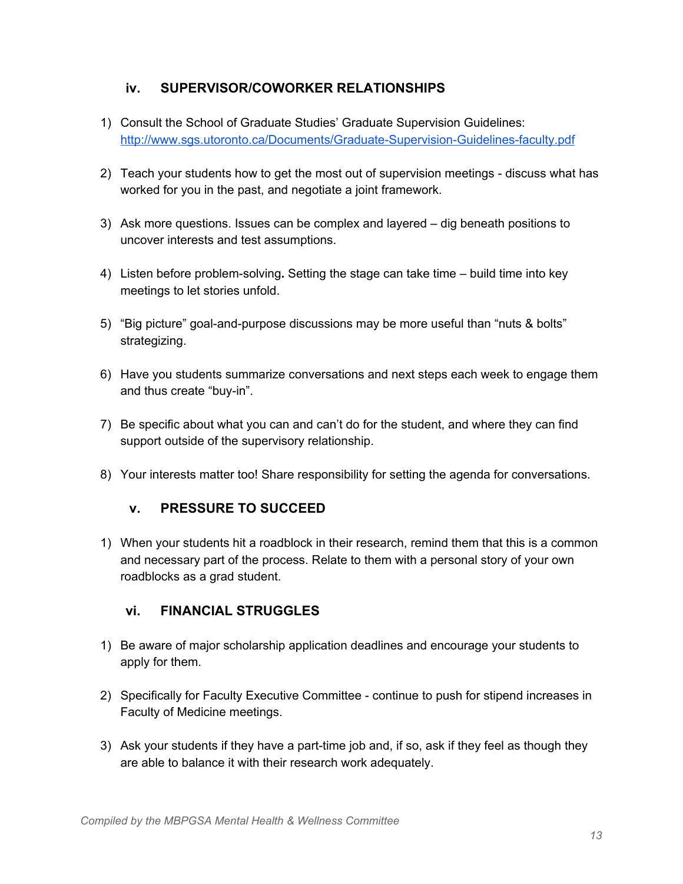### iv. SUPERVISOR/COWORKER RELATIONSHIPS

1) Consult the School of Graduate Studies' Graduate Supervision Guidelines: [http://www.sgs.utoronto.ca/Documents/Graduate-Supervision-Guidelines-faculty.pdf](http://www.sgs.utoronto.ca/Documents/Graduate-Supervision-Guidelines-faculty.pdf)

2) Teach your students how to get the most out of supervision meetings - discuss what has worked for you in the past, and negotiate a joint framework.

3) Ask more questions. Issues can be complex and layered – dig beneath positions to uncover interests and test assumptions.

4) Listen before problem-solving**.** Setting the stage can take time – build time into key meetings to let stories unfold.

5) "Big picture" goal-and-purpose discussions may be more useful than "nuts & bolts" strategizing.

6) Have you students summarize conversations and next steps each week to engage them and thus create "buy-in".

7) Be specific about what you can and can't do for the student, and where they can find support outside of the supervisory relationship.

8) Your interests matter too! Share responsibility for setting the agenda for conversations.

### v. PRESSURE TO SUCCEED

1) When your students hit a roadblock in their research, remind them that this is a common and necessary part of the process. Relate to them with a personal story of your own roadblocks as a grad student.

### vi. FINANCIAL STRUGGLES

1) Be aware of major scholarship application deadlines and encourage your students to apply for them.

2) Specifically for Faculty Executive Committee - continue to push for stipend increases in Faculty of Medicine meetings.

3) Ask your students if they have a part-time job and, if so, ask if they feel as though they are able to balance it with their research work adequately.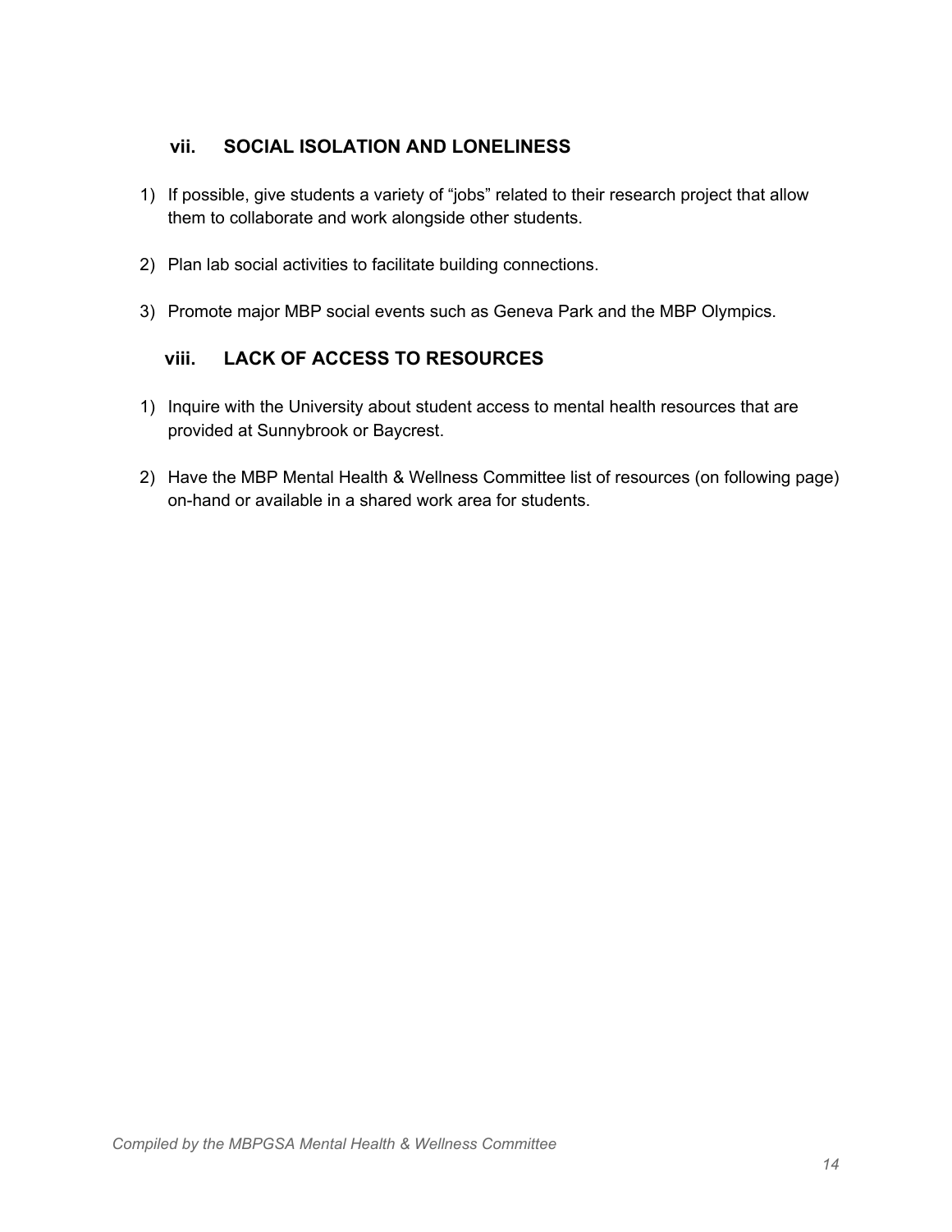### vii. SOCIAL ISOLATION AND LONELINESS

1) If possible, give students a variety of "jobs" related to their research project that allow them to collaborate and work alongside other students.

2) Plan lab social activities to facilitate building connections.

3) Promote major MBP social events such as Geneva Park and the MBP Olympics.

### viii. LACK OF ACCESS TO RESOURCES

1) Inquire with the University about student access to mental health resources that are provided at Sunnybrook or Baycrest.

2) Have the MBP Mental Health & Wellness Committee list of resources (on following page) on-hand or available in a shared work area for students.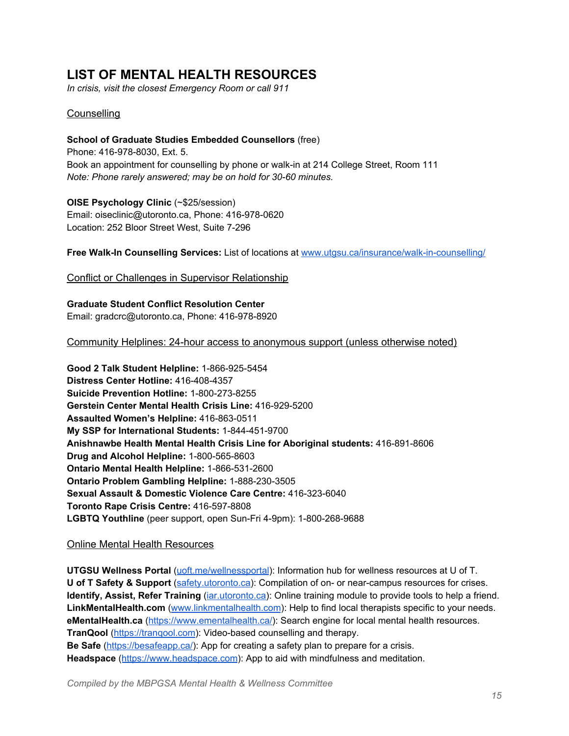# LIST OF MENTAL HEALTH RESOURCES

*In crisis, visit the closest Emergency Room or call 911*

## Counselling

**School of Graduate Studies Embedded Counsellors** (free)
Phone: 416-978-8030, Ext. 5.
Book an appointment for counselling by phone or walk-in at 214 College Street, Room 111
*Note: Phone rarely answered; may be on hold for 30-60 minutes.*

**OISE Psychology Clinic** (~$25/session)
Email: oiseclinic@utoronto.ca, Phone: 416-978-0620
Location: 252 Bloor Street West, Suite 7-296

**Free Walk-In Counselling Services:** List of locations at [www.utgsu.ca/insurance/walk-in-counselling/](www.utgsu.ca/insurance/walk-in-counselling/)

## Conflict or Challenges in Supervisor Relationship

**Graduate Student Conflict Resolution Center**
Email: gradcrc@utoronto.ca, Phone: 416-978-8920

## Community Helplines: 24-hour access to anonymous support (unless otherwise noted)

**Good 2 Talk Student Helpline:** 1-866-925-5454
**Distress Center Hotline:** 416-408-4357
**Suicide Prevention Hotline:** 1-800-273-8255
**Gerstein Center Mental Health Crisis Line:** 416-929-5200
**Assaulted Women's Helpline:** 416-863-0511
**My SSP for International Students:** 1-844-451-9700
**Anishnawbe Health Mental Health Crisis Line for Aboriginal students:** 416-891-8606
**Drug and Alcohol Helpline:** 1-800-565-8603
**Ontario Mental Health Helpline:** 1-866-531-2600
**Ontario Problem Gambling Helpline:** 1-888-230-3505
**Sexual Assault & Domestic Violence Care Centre:** 416-323-6040
**Toronto Rape Crisis Centre:** 416-597-8808
**LGBTQ Youthline** (peer support, open Sun-Fri 4-9pm): 1-800-268-9688

## Online Mental Health Resources

**UTGSU Wellness Portal** ([uoft.me/wellnessportal](uoft.me/wellnessportal)): Information hub for wellness resources at U of T.
**U of T Safety & Support** ([safety.utoronto.ca](safety.utoronto.ca)): Compilation of on- or near-campus resources for crises.
**Identify, Assist, Refer Training** ([iar.utoronto.ca](iar.utoronto.ca)): Online training module to provide tools to help a friend.
**LinkMentalHealth.com** ([www.linkmentalhealth.com](www.linkmentalhealth.com)): Help to find local therapists specific to your needs.
**eMentalHealth.ca** ([https://www.ementalhealth.ca/](https://www.ementalhealth.ca/)): Search engine for local mental health resources.
**TranQool** ([https://tranqool.com](https://tranqool.com)): Video-based counselling and therapy.
**Be Safe** ([https://besafeapp.ca/](https://besafeapp.ca/)): App for creating a safety plan to prepare for a crisis.
**Headspace** ([https://www.headspace.com](https://www.headspace.com)): App to aid with mindfulness and meditation.

*Compiled by the MBPGSA Mental Health & Wellness Committee*